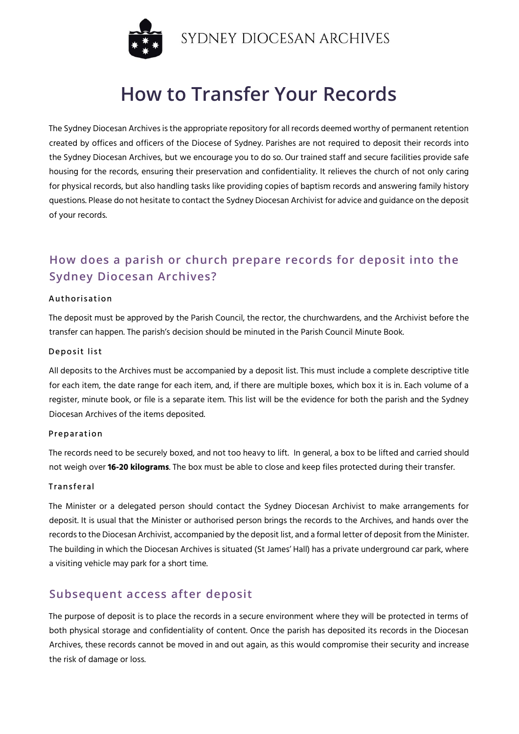SYDNEY DIOCESAN ARCHIVES

# How to Transfer Your Records

The Sydney Diocesan Archives is the appropriate repository for all records deemed worthy of permanent retention created by offices and officers of the Diocese of Sydney. Parishes are not required to deposit their records into the Sydney Diocesan Archives, but we encourage you to do so. Our trained staff and secure facilities provide safe housing for the records, ensuring their preservation and confidentiality. It relieves the church of not only caring for physical records, but also handling tasks like providing copies of baptism records and answering family history questions. Please do not hesitate to contact the Sydney Diocesan Archivist for advice and guidance on the deposit of your records.

## How does a parish or church prepare records for deposit into the Sydney Diocesan Archives?

### Authorisation

The deposit must be approved by the Parish Council, the rector, the churchwardens, and the Archivist before the transfer can happen. The parish's decision should be minuted in the Parish Council Minute Book.

### Deposit list

All deposits to the Archives must be accompanied by a deposit list. This must include a complete descriptive title for each item, the date range for each item, and, if there are multiple boxes, which box it is in. Each volume of a register, minute book, or file is a separate item. This list will be the evidence for both the parish and the Sydney Diocesan Archives of the items deposited.

### Preparation

The records need to be securely boxed, and not too heavy to lift. In general, a box to be lifted and carried should not weigh over **16-20 kilograms**. The box must be able to close and keep files protected during their transfer.

### Transferal

The Minister or a delegated person should contact the Sydney Diocesan Archivist to make arrangements for deposit. It is usual that the Minister or authorised person brings the records to the Archives, and hands over the records to the Diocesan Archivist, accompanied by the deposit list, and a formal letter of deposit from the Minister. The building in which the Diocesan Archives is situated (St James' Hall) has a private underground car park, where a visiting vehicle may park for a short time.

## Subsequent access after deposit

The purpose of deposit is to place the records in a secure environment where they will be protected in terms of both physical storage and confidentiality of content. Once the parish has deposited its records in the Diocesan Archives, these records cannot be moved in and out again, as this would compromise their security and increase the risk of damage or loss.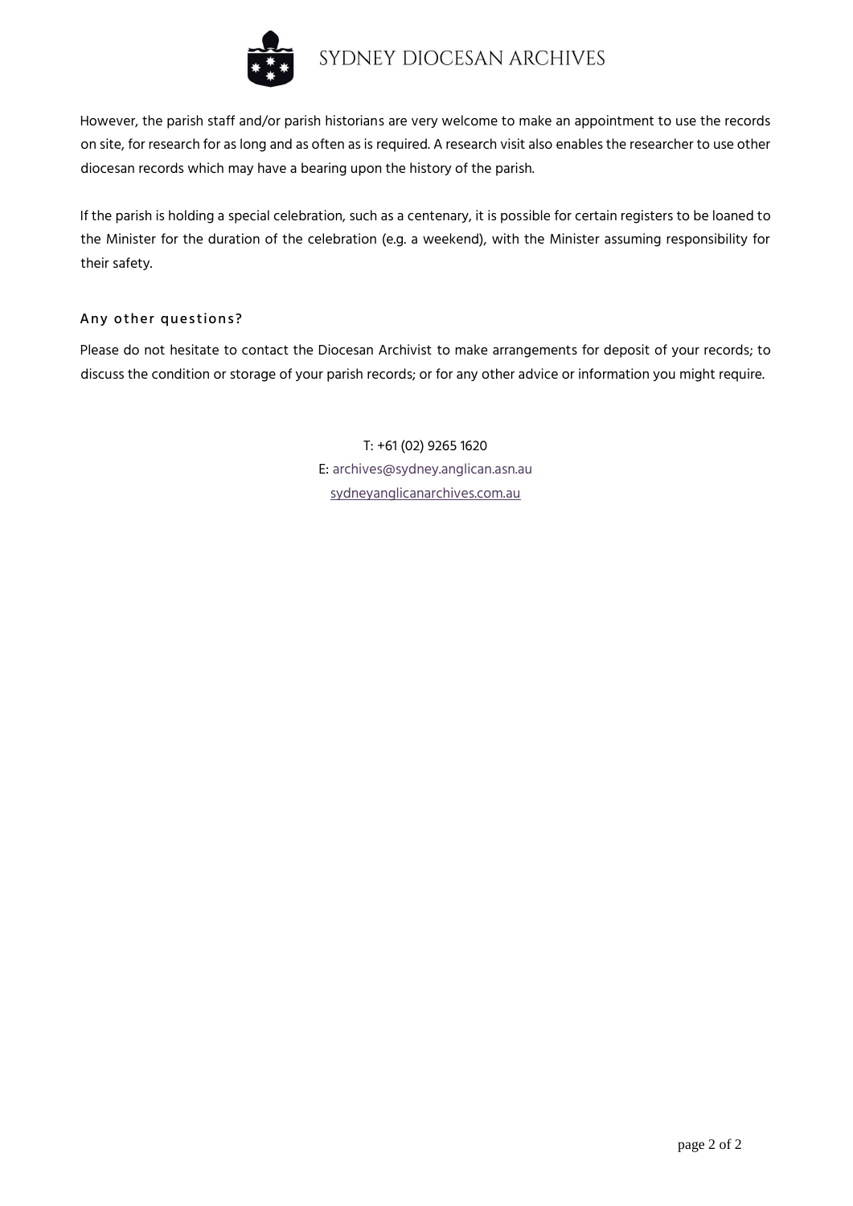However, the parish staff and/or parish historians are very welcome to make an appointment to use the records on site, for research for as long and as often as is required. A research visit also enables the researcher to use other diocesan records which may have a bearing upon the history of the parish.

If the parish is holding a special celebration, such as a centenary, it is possible for certain registers to be loaned to the Minister for the duration of the celebration (e.g. a weekend), with the Minister assuming responsibility for their safety.

## Any other questions?

Please do not hesitate to contact the Diocesan Archivist to make arrangements for deposit of your records; to discuss the condition or storage of your parish records; or for any other advice or information you might require.

T: +61 (02) 9265 1620
E: archives@sydney.anglican.asn.au
sydneyanglicanarchives.com.au